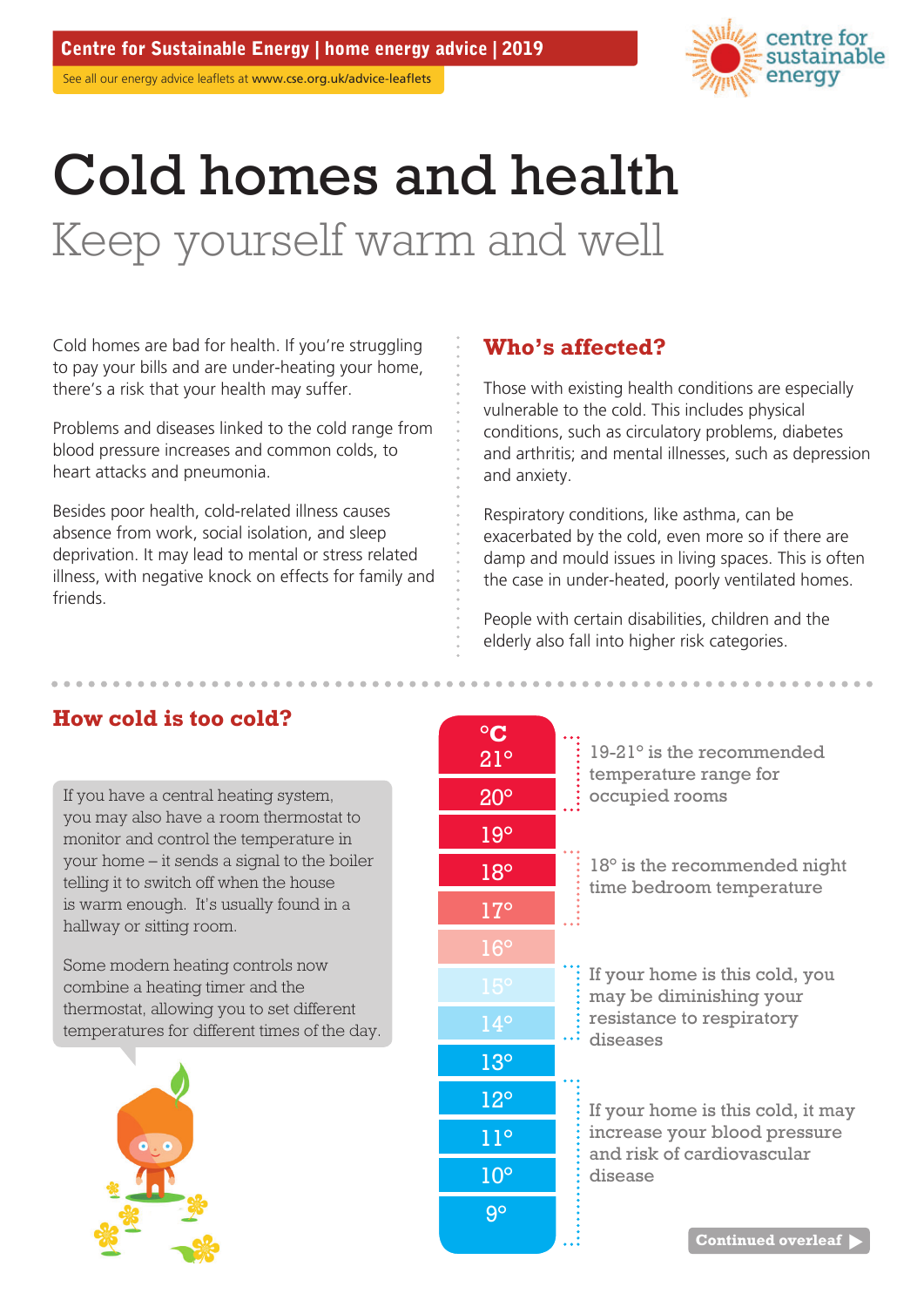Centre for Sustainable Energy | home energy advice | 2019

See all our energy advice leaflets at www.cse.org.uk/advice-leaflets

# Cold homes and health

## Keep yourself warm and well

Cold homes are bad for health. If you're struggling to pay your bills and are under-heating your home, there's a risk that your health may suffer.

Problems and diseases linked to the cold range from blood pressure increases and common colds, to heart attacks and pneumonia.

Besides poor health, cold-related illness causes absence from work, social isolation, and sleep deprivation. It may lead to mental or stress related illness, with negative knock on effects for family and friends.

### Who's affected?

Those with existing health conditions are especially vulnerable to the cold. This includes physical conditions, such as circulatory problems, diabetes and arthritis; and mental illnesses, such as depression and anxiety.

Respiratory conditions, like asthma, can be exacerbated by the cold, even more so if there are damp and mould issues in living spaces. This is often the case in under-heated, poorly ventilated homes.

People with certain disabilities, children and the elderly also fall into higher risk categories.

### How cold is too cold?

If you have a central heating system, you may also have a room thermostat to monitor and control the temperature in your home – it sends a signal to the boiler telling it to switch off when the house is warm enough. It's usually found in a hallway or sitting room.

Some modern heating controls now combine a heating timer and the thermostat, allowing you to set different temperatures for different times of the day.

| °C | |
|---|---|
| 21° | 19-21° is the recommended temperature range for occupied rooms |
| 20° | |
| 19° | |
| 18° | 18° is the recommended night time bedroom temperature |
| 17° | |
| 16° | |
| 15° | If your home is this cold, you may be diminishing your resistance to respiratory diseases |
| 14° | |
| 13° | If your home is this cold, it may increase your blood pressure and risk of cardiovascular disease |
| 12° | |
| 11° | |
| 10° | |
| 9° | |

Continued overleaf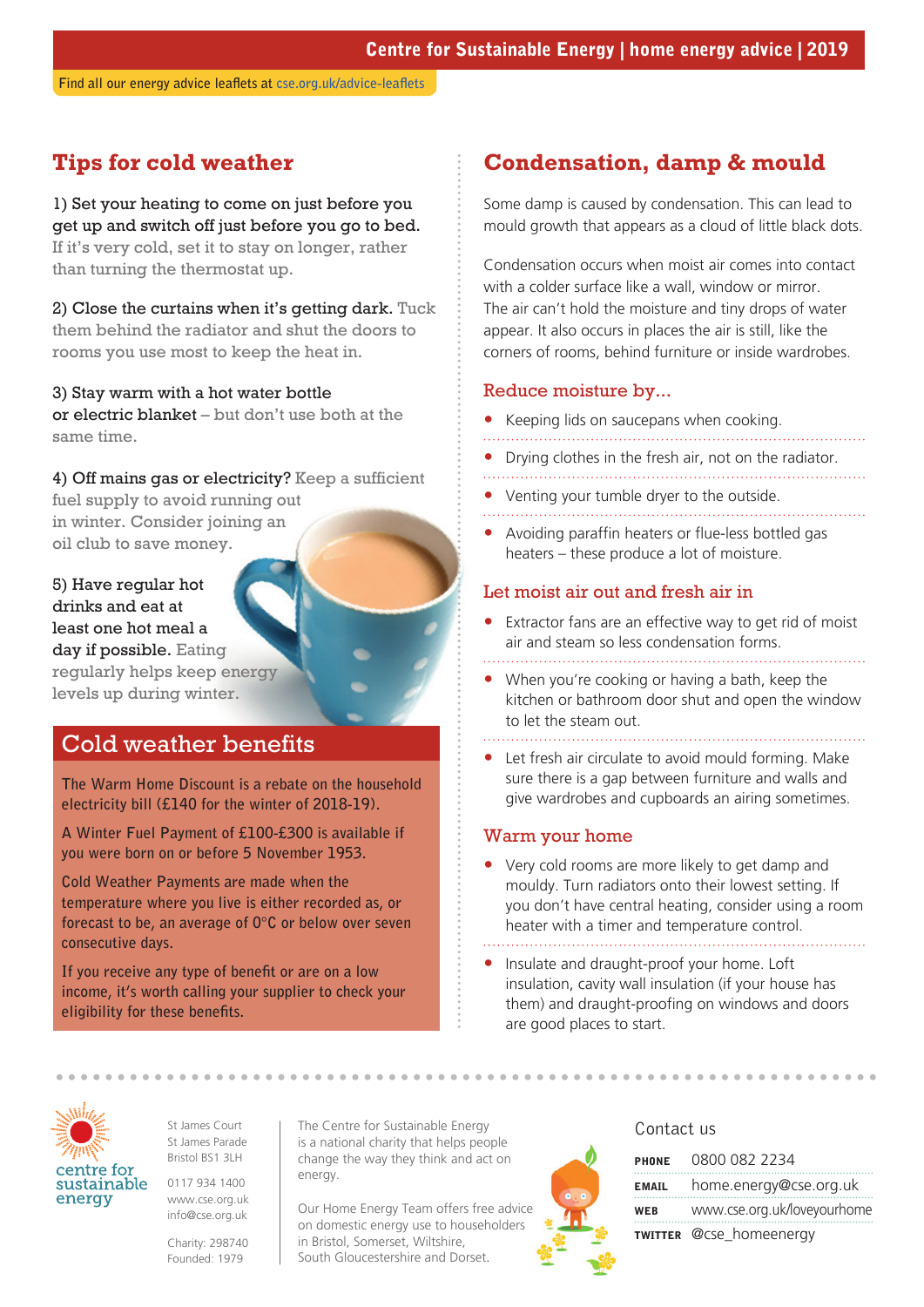Find all our energy advice leaflets at cse.org.uk/advice-leaflets

## Tips for cold weather

**1) Set your heating to come on just before you get up and switch off just before you go to bed.** If it's very cold, set it to stay on longer, rather than turning the thermostat up.

**2) Close the curtains when it's getting dark.** Tuck them behind the radiator and shut the doors to rooms you use most to keep the heat in.

**3) Stay warm with a hot water bottle or electric blanket** – but don't use both at the same time.

**4) Off mains gas or electricity?** Keep a sufficient fuel supply to avoid running out in winter. Consider joining an oil club to save money.

**5) Have regular hot drinks and eat at least one hot meal a day if possible.** Eating regularly helps keep energy levels up during winter.

## Cold weather benefits

The Warm Home Discount is a rebate on the household electricity bill (£140 for the winter of 2018-19).

A Winter Fuel Payment of £100-£300 is available if you were born on or before 5 November 1953.

Cold Weather Payments are made when the temperature where you live is either recorded as, or forecast to be, an average of 0°C or below over seven consecutive days.

If you receive any type of benefit or are on a low income, it's worth calling your supplier to check your eligibility for these benefits.

## Condensation, damp & mould

Some damp is caused by condensation. This can lead to mould growth that appears as a cloud of little black dots.

Condensation occurs when moist air comes into contact with a colder surface like a wall, window or mirror. The air can't hold the moisture and tiny drops of water appear. It also occurs in places the air is still, like the corners of rooms, behind furniture or inside wardrobes.

### Reduce moisture by...

- Keeping lids on saucepans when cooking.
- Drying clothes in the fresh air, not on the radiator.
- Venting your tumble dryer to the outside.
- Avoiding paraffin heaters or flue-less bottled gas heaters – these produce a lot of moisture.

### Let moist air out and fresh air in

- Extractor fans are an effective way to get rid of moist air and steam so less condensation forms.
- When you're cooking or having a bath, keep the kitchen or bathroom door shut and open the window to let the steam out.
- Let fresh air circulate to avoid mould forming. Make sure there is a gap between furniture and walls and give wardrobes and cupboards an airing sometimes.

### Warm your home

- Very cold rooms are more likely to get damp and mouldy. Turn radiators onto their lowest setting. If you don't have central heating, consider using a room heater with a timer and temperature control.
- Insulate and draught-proof your home. Loft insulation, cavity wall insulation (if your house has them) and draught-proofing on windows and doors are good places to start.

centre for sustainable energy

St James Court
St James Parade
Bristol BS1 3LH

0117 934 1400
www.cse.org.uk
info@cse.org.uk

Charity: 298740
Founded: 1979

The Centre for Sustainable Energy is a national charity that helps people change the way they think and act on energy.

Our Home Energy Team offers free advice on domestic energy use to householders in Bristol, Somerset, Wiltshire, South Gloucestershire and Dorset.

Contact us

| | |
|---|---|
| PHONE | 0800 082 2234 |
| EMAIL | home.energy@cse.org.uk |
| WEB | www.cse.org.uk/loveyourhome |
| TWITTER | @cse_homeenergy |